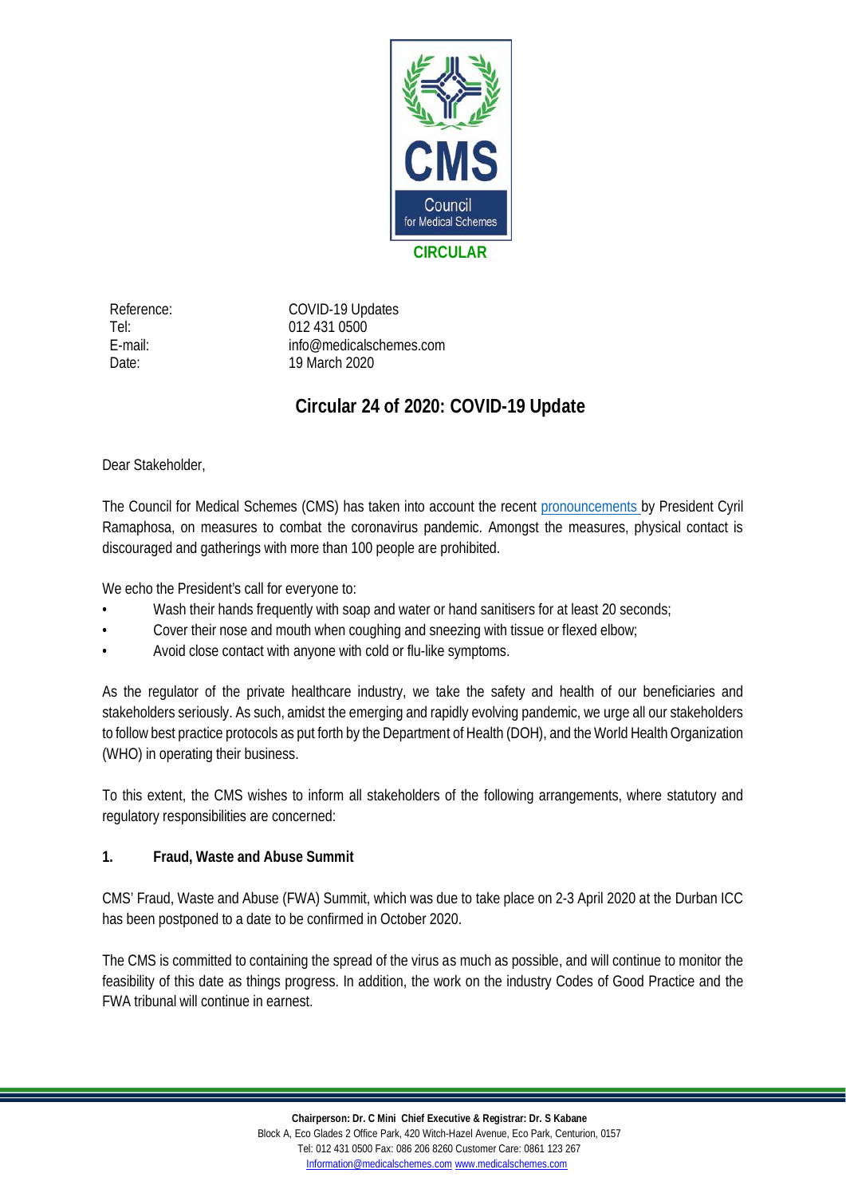**CIRCULAR**

| | |
|---|---|
| Reference: | COVID-19 Updates |
| Tel: | 012 431 0500 |
| E-mail: | info@medicalschemes.com |
| Date: | 19 March 2020 |

# Circular 24 of 2020: COVID-19 Update

Dear Stakeholder,

The Council for Medical Schemes (CMS) has taken into account the recent pronouncements by President Cyril Ramaphosa, on measures to combat the coronavirus pandemic. Amongst the measures, physical contact is discouraged and gatherings with more than 100 people are prohibited.

We echo the President's call for everyone to:

- Wash their hands frequently with soap and water or hand sanitisers for at least 20 seconds;
- Cover their nose and mouth when coughing and sneezing with tissue or flexed elbow;
- Avoid close contact with anyone with cold or flu-like symptoms.

As the regulator of the private healthcare industry, we take the safety and health of our beneficiaries and stakeholders seriously. As such, amidst the emerging and rapidly evolving pandemic, we urge all our stakeholders to follow best practice protocols as put forth by the Department of Health (DOH), and the World Health Organization (WHO) in operating their business.

To this extent, the CMS wishes to inform all stakeholders of the following arrangements, where statutory and regulatory responsibilities are concerned:

## 1. Fraud, Waste and Abuse Summit

CMS' Fraud, Waste and Abuse (FWA) Summit, which was due to take place on 2-3 April 2020 at the Durban ICC has been postponed to a date to be confirmed in October 2020.

The CMS is committed to containing the spread of the virus as much as possible, and will continue to monitor the feasibility of this date as things progress. In addition, the work on the industry Codes of Good Practice and the FWA tribunal will continue in earnest.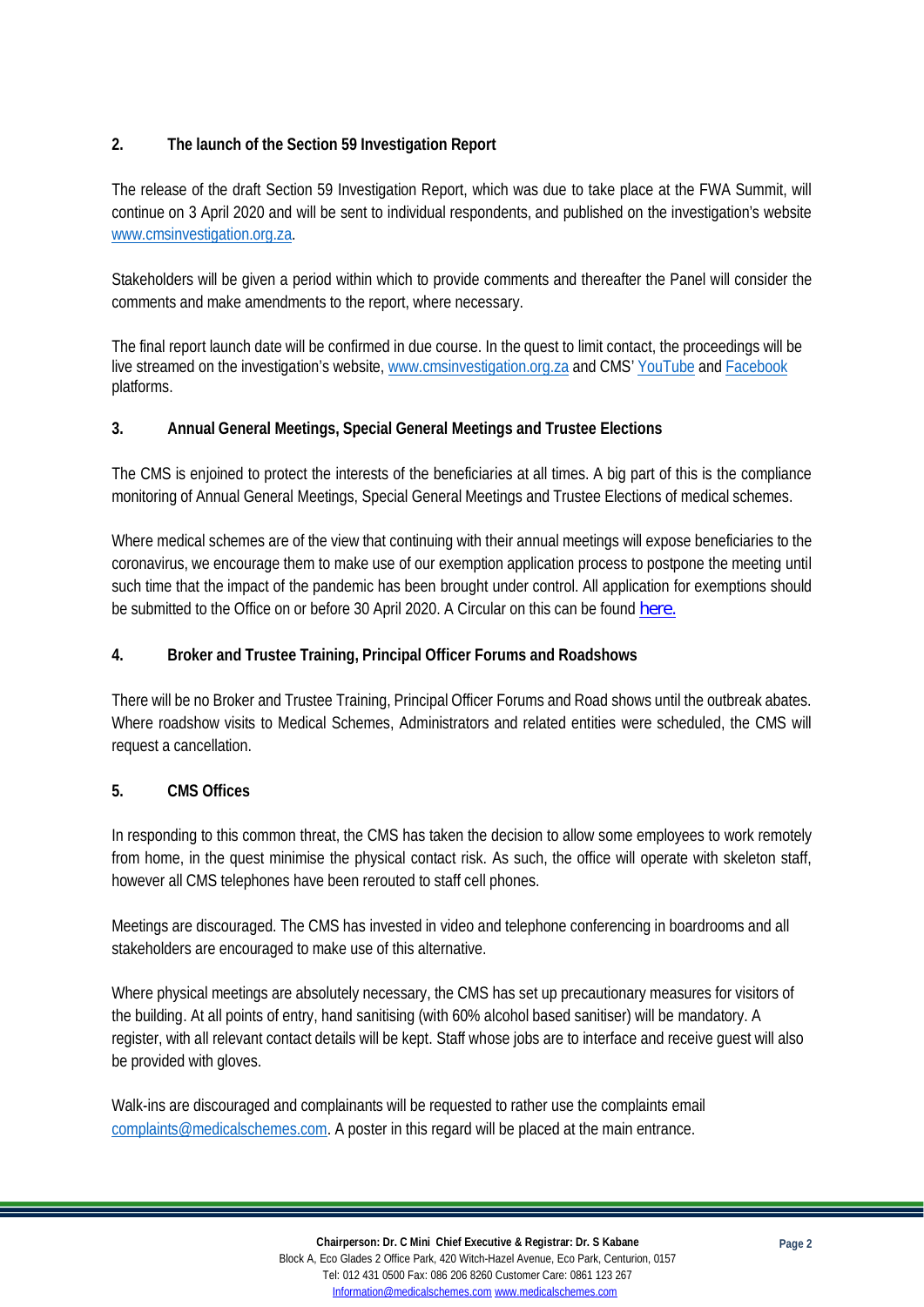## 2. The launch of the Section 59 Investigation Report

The release of the draft Section 59 Investigation Report, which was due to take place at the FWA Summit, will continue on 3 April 2020 and will be sent to individual respondents, and published on the investigation's website www.cmsinvestigation.org.za.

Stakeholders will be given a period within which to provide comments and thereafter the Panel will consider the comments and make amendments to the report, where necessary.

The final report launch date will be confirmed in due course. In the quest to limit contact, the proceedings will be live streamed on the investigation's website, www.cmsinvestigation.org.za and CMS' YouTube and Facebook platforms.

## 3. Annual General Meetings, Special General Meetings and Trustee Elections

The CMS is enjoined to protect the interests of the beneficiaries at all times. A big part of this is the compliance monitoring of Annual General Meetings, Special General Meetings and Trustee Elections of medical schemes.

Where medical schemes are of the view that continuing with their annual meetings will expose beneficiaries to the coronavirus, we encourage them to make use of our exemption application process to postpone the meeting until such time that the impact of the pandemic has been brought under control. All application for exemptions should be submitted to the Office on or before 30 April 2020. A Circular on this can be found here.

## 4. Broker and Trustee Training, Principal Officer Forums and Roadshows

There will be no Broker and Trustee Training, Principal Officer Forums and Road shows until the outbreak abates. Where roadshow visits to Medical Schemes, Administrators and related entities were scheduled, the CMS will request a cancellation.

## 5. CMS Offices

In responding to this common threat, the CMS has taken the decision to allow some employees to work remotely from home, in the quest minimise the physical contact risk. As such, the office will operate with skeleton staff, however all CMS telephones have been rerouted to staff cell phones.

Meetings are discouraged. The CMS has invested in video and telephone conferencing in boardrooms and all stakeholders are encouraged to make use of this alternative.

Where physical meetings are absolutely necessary, the CMS has set up precautionary measures for visitors of the building. At all points of entry, hand sanitising (with 60% alcohol based sanitiser) will be mandatory. A register, with all relevant contact details will be kept. Staff whose jobs are to interface and receive guest will also be provided with gloves.

Walk-ins are discouraged and complainants will be requested to rather use the complaints email complaints@medicalschemes.com. A poster in this regard will be placed at the main entrance.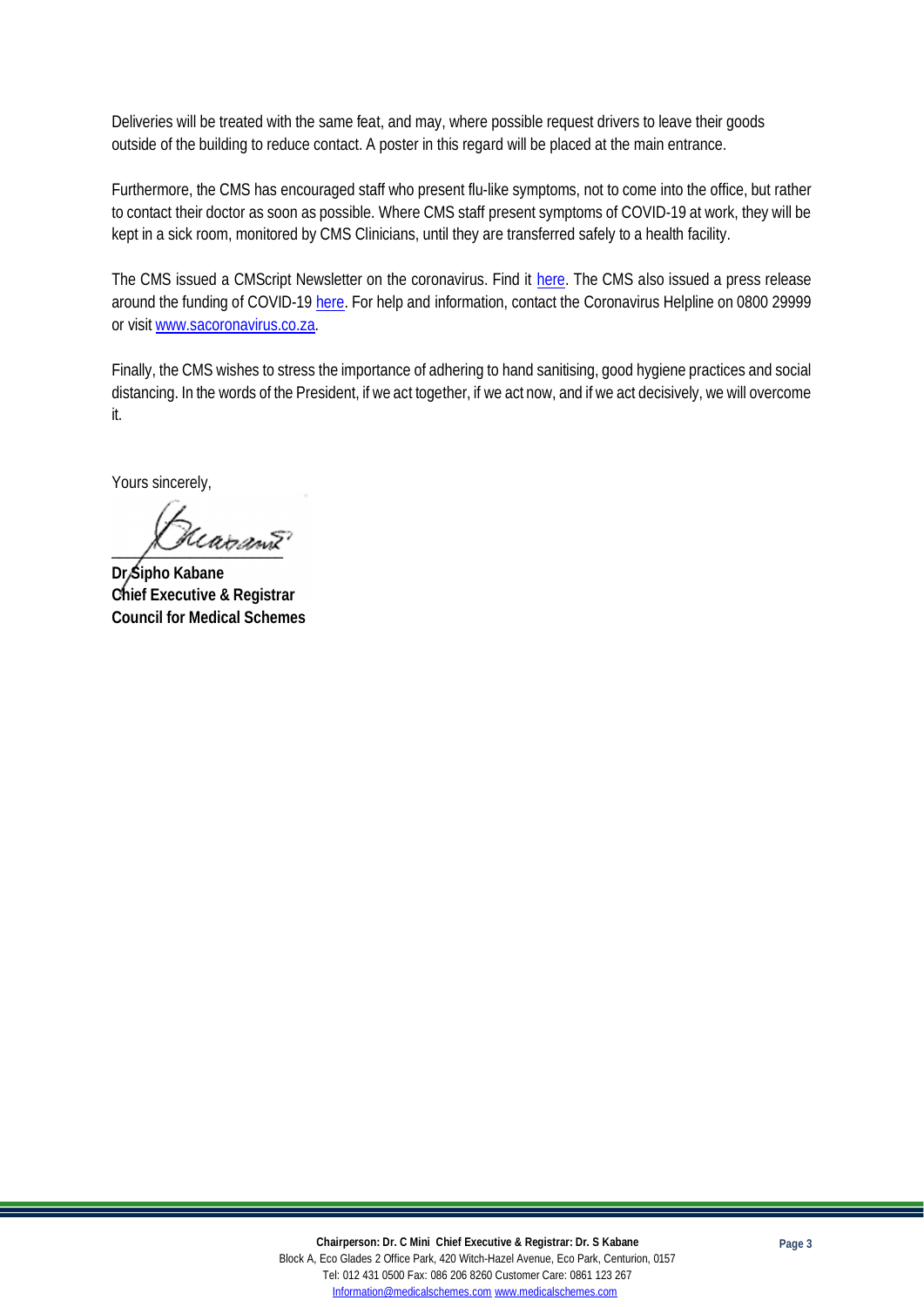Deliveries will be treated with the same feat, and may, where possible request drivers to leave their goods outside of the building to reduce contact. A poster in this regard will be placed at the main entrance.

Furthermore, the CMS has encouraged staff who present flu-like symptoms, not to come into the office, but rather to contact their doctor as soon as possible. Where CMS staff present symptoms of COVID-19 at work, they will be kept in a sick room, monitored by CMS Clinicians, until they are transferred safely to a health facility.

The CMS issued a CMScript Newsletter on the coronavirus. Find it here. The CMS also issued a press release around the funding of COVID-19 here. For help and information, contact the Coronavirus Helpline on 0800 29999 or visit www.sacoronavirus.co.za.

Finally, the CMS wishes to stress the importance of adhering to hand sanitising, good hygiene practices and social distancing. In the words of the President, if we act together, if we act now, and if we act decisively, we will overcome it.

Yours sincerely,

**Dr Sipho Kabane**
**Chief Executive & Registrar**
**Council for Medical Schemes**

**Chairperson: Dr. C Mini Chief Executive & Registrar: Dr. S Kabane**
Block A, Eco Glades 2 Office Park, 420 Witch-Hazel Avenue, Eco Park, Centurion, 0157
Tel: 012 431 0500 Fax: 086 206 8260 Customer Care: 0861 123 267
Information@medicalschemes.com www.medicalschemes.com